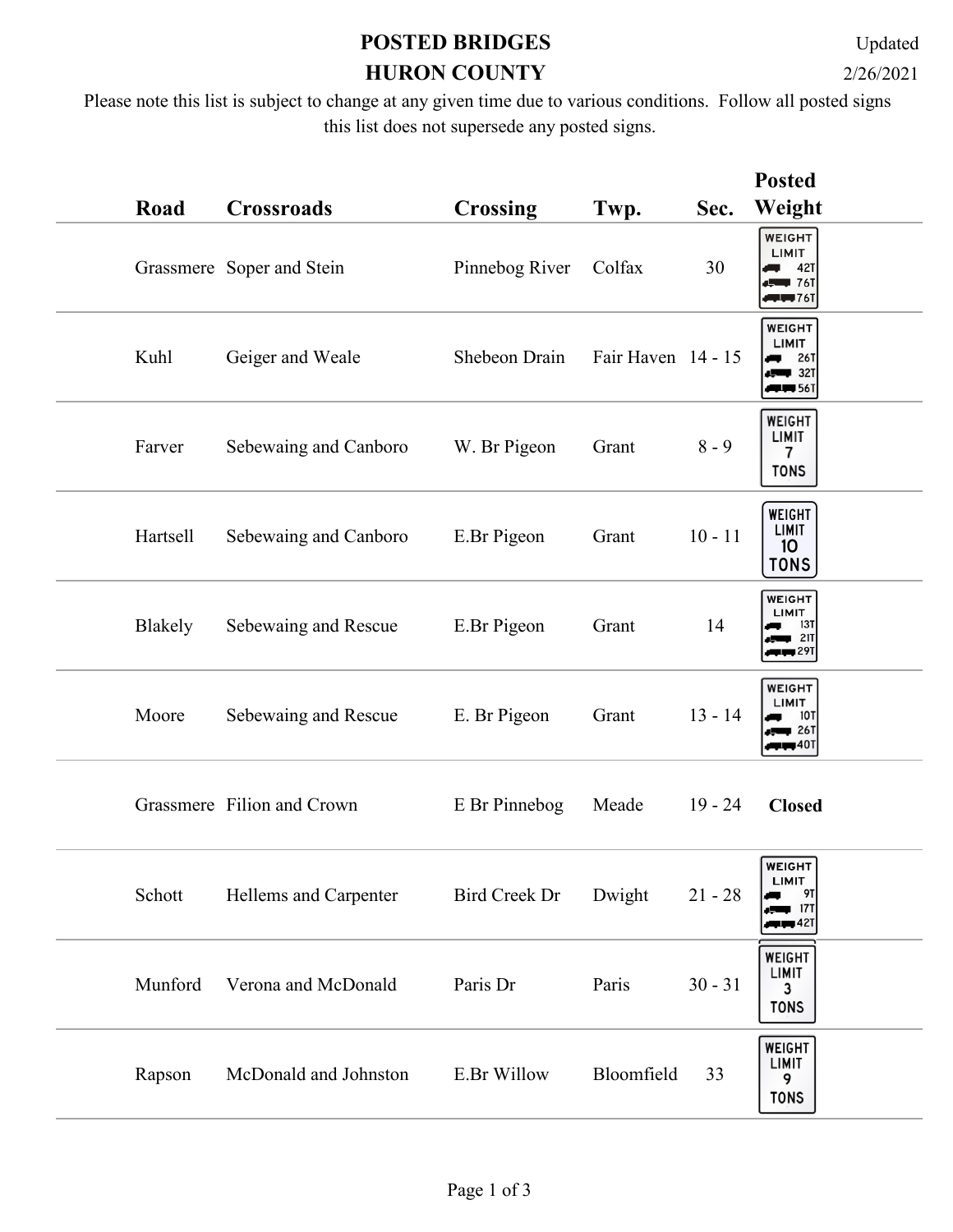# POSTED BRIDGES
# HURON COUNTY

Updated 2/26/2021

Please note this list is subject to change at any given time due to various conditions. Follow all posted signs this list does not supersede any posted signs.

| Road | Crossroads | Crossing | Twp. | Sec. | Posted Weight |
|---|---|---|---|---|---|
| Grassmere | Soper and Stein | Pinnebog River | Colfax | 30 | WEIGHT LIMIT 42T 76T 76T |
| Kuhl | Geiger and Weale | Shebeon Drain | Fair Haven | 14 - 15 | WEIGHT LIMIT 26T 32T 56T |
| Farver | Sebewaing and Canboro | W. Br Pigeon | Grant | 8 - 9 | WEIGHT LIMIT 7 TONS |
| Hartsell | Sebewaing and Canboro | E.Br Pigeon | Grant | 10 - 11 | WEIGHT LIMIT 10 TONS |
| Blakely | Sebewaing and Rescue | E.Br Pigeon | Grant | 14 | WEIGHT LIMIT 13T 21T 29T |
| Moore | Sebewaing and Rescue | E. Br Pigeon | Grant | 13 - 14 | WEIGHT LIMIT 10T 26T 40T |
| Grassmere | Filion and Crown | E Br Pinnebog | Meade | 19 - 24 | **Closed** |
| Schott | Hellems and Carpenter | Bird Creek Dr | Dwight | 21 - 28 | WEIGHT LIMIT 9T 17T 42T |
| Munford | Verona and McDonald | Paris Dr | Paris | 30 - 31 | WEIGHT LIMIT 3 TONS |
| Rapson | McDonald and Johnston | E.Br Willow | Bloomfield | 33 | WEIGHT LIMIT 9 TONS |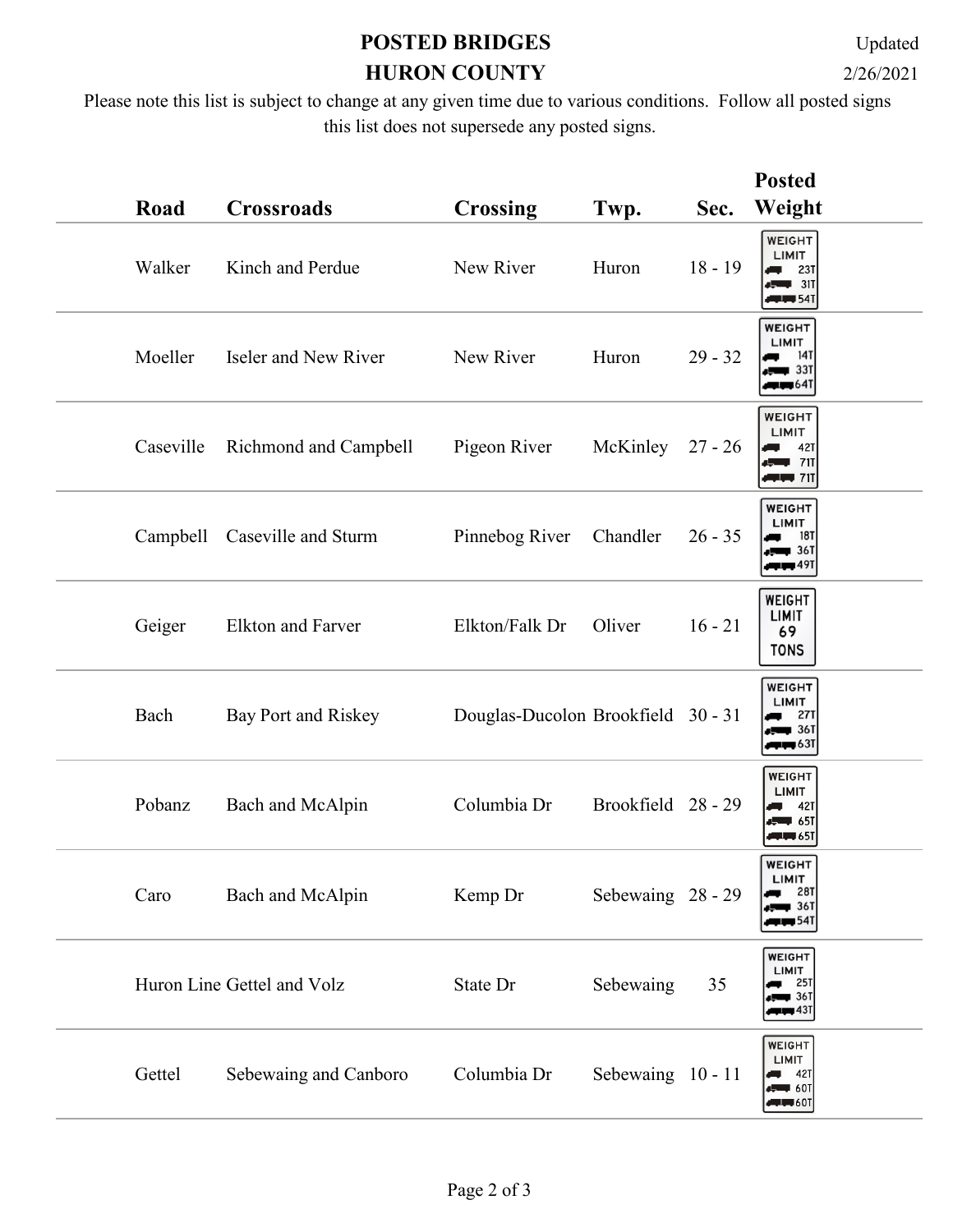# POSTED BRIDGES
# HURON COUNTY

Updated 2/26/2021

Please note this list is subject to change at any given time due to various conditions. Follow all posted signs this list does not supersede any posted signs.

| Road | Crossroads | Crossing | Twp. | Sec. | Posted Weight |
|---|---|---|---|---|---|
| Walker | Kinch and Perdue | New River | Huron | 18 - 19 | WEIGHT LIMIT 23T 31T 54T |
| Moeller | Iseler and New River | New River | Huron | 29 - 32 | WEIGHT LIMIT 14T 33T 64T |
| Caseville | Richmond and Campbell | Pigeon River | McKinley | 27 - 26 | WEIGHT LIMIT 42T 71T 71T |
| Campbell | Caseville and Sturm | Pinnebog River | Chandler | 26 - 35 | WEIGHT LIMIT 18T 36T 49T |
| Geiger | Elkton and Farver | Elkton/Falk Dr | Oliver | 16 - 21 | WEIGHT LIMIT 69 TONS |
| Bach | Bay Port and Riskey | Douglas-Ducolon | Brookfield | 30 - 31 | WEIGHT LIMIT 27T 36T 63T |
| Pobanz | Bach and McAlpin | Columbia Dr | Brookfield | 28 - 29 | WEIGHT LIMIT 42T 65T 65T |
| Caro | Bach and McAlpin | Kemp Dr | Sebewaing | 28 - 29 | WEIGHT LIMIT 28T 36T 54T |
| Huron Line | Gettel and Volz | State Dr | Sebewaing | 35 | WEIGHT LIMIT 25T 36T 43T |
| Gettel | Sebewaing and Canboro | Columbia Dr | Sebewaing | 10 - 11 | WEIGHT LIMIT 42T 60T 60T |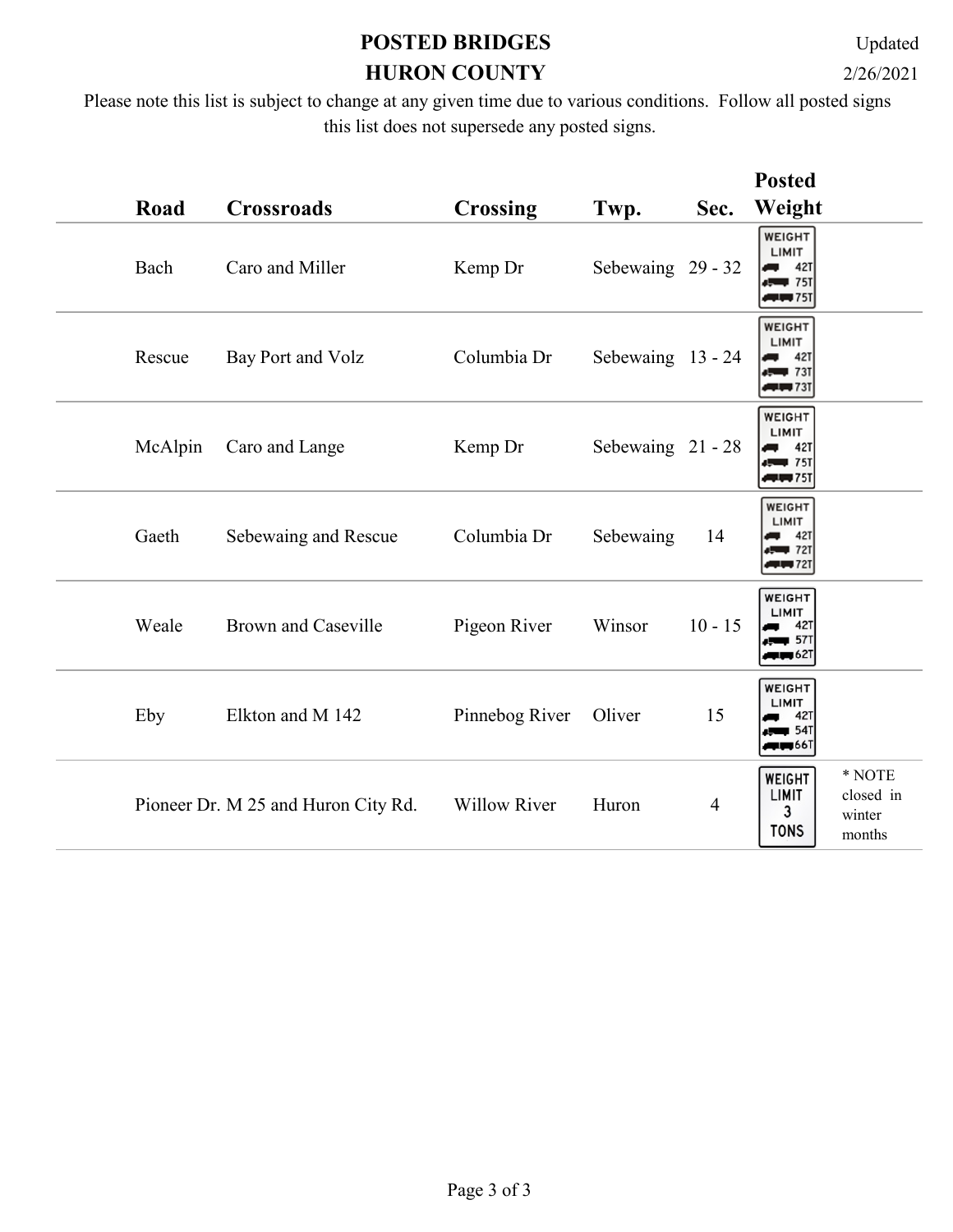# POSTED BRIDGES

# HURON COUNTY

Updated 2/26/2021

Please note this list is subject to change at any given time due to various conditions. Follow all posted signs this list does not supersede any posted signs.

| Road | Crossroads | Crossing | Twp. | Sec. | Posted Weight | |
|---|---|---|---|---|---|---|
| Bach | Caro and Miller | Kemp Dr | Sebewaing | 29 - 32 | WEIGHT LIMIT 42T 75T 75T | |
| Rescue | Bay Port and Volz | Columbia Dr | Sebewaing | 13 - 24 | WEIGHT LIMIT 42T 73T 73T | |
| McAlpin | Caro and Lange | Kemp Dr | Sebewaing | 21 - 28 | WEIGHT LIMIT 42T 75T 75T | |
| Gaeth | Sebewaing and Rescue | Columbia Dr | Sebewaing | 14 | WEIGHT LIMIT 42T 72T 72T | |
| Weale | Brown and Caseville | Pigeon River | Winsor | 10 - 15 | WEIGHT LIMIT 42T 57T 62T | |
| Eby | Elkton and M 142 | Pinnebog River | Oliver | 15 | WEIGHT LIMIT 42T 54T 66T | |
| Pioneer Dr. | M 25 and Huron City Rd. | Willow River | Huron | 4 | WEIGHT LIMIT 3 TONS | * NOTE closed in winter months |